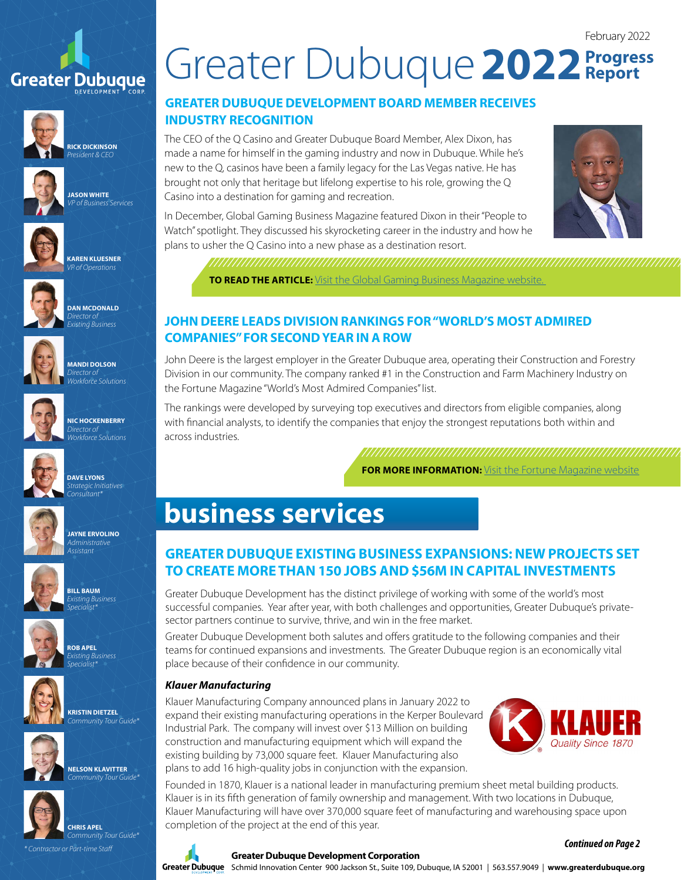February 2022

# Greater Dubuque 2022 Progress Report

**RICK DICKINSON**
*President & CEO*

**JASON WHITE**
*VP of Business Services*

**KAREN KLUESNER**
*VP of Operations*

**DAN MCDONALD**
*Director of Existing Business*

**MANDI DOLSON**
*Director of Workforce Solutions*

**NIC HOCKENBERRY**
*Director of Workforce Solutions*

**DAVE LYONS**
*Strategic Initiatives Consultant**

**JAYNE ERVOLINO**
*Administrative Assistant*

**BILL BAUM**
*Existing Business Specialist**

**ROB APEL**
*Existing Business Specialist**

**KRISTIN DIETZEL**
*Community Tour Guide**

**NELSON KLAVITTER**
*Community Tour Guide**

**CHRIS APEL**
*Community Tour Guide**

*\* Contractor or Part-time Staff*

## GREATER DUBUQUE DEVELOPMENT BOARD MEMBER RECEIVES INDUSTRY RECOGNITION

The CEO of the Q Casino and Greater Dubuque Board Member, Alex Dixon, has made a name for himself in the gaming industry and now in Dubuque. While he's new to the Q, casinos have been a family legacy for the Las Vegas native. He has brought not only that heritage but lifelong expertise to his role, growing the Q Casino into a destination for gaming and recreation.

In December, Global Gaming Business Magazine featured Dixon in their "People to Watch" spotlight. They discussed his skyrocketing career in the industry and how he plans to usher the Q Casino into a new phase as a destination resort.

**TO READ THE ARTICLE:** Visit the Global Gaming Business Magazine website.

## JOHN DEERE LEADS DIVISION RANKINGS FOR "WORLD'S MOST ADMIRED COMPANIES" FOR SECOND YEAR IN A ROW

John Deere is the largest employer in the Greater Dubuque area, operating their Construction and Forestry Division in our community. The company ranked #1 in the Construction and Farm Machinery Industry on the Fortune Magazine "World's Most Admired Companies" list.

The rankings were developed by surveying top executives and directors from eligible companies, along with financial analysts, to identify the companies that enjoy the strongest reputations both within and across industries.

**FOR MORE INFORMATION:** Visit the Fortune Magazine website

# business services

## GREATER DUBUQUE EXISTING BUSINESS EXPANSIONS: NEW PROJECTS SET TO CREATE MORE THAN 150 JOBS AND $56M IN CAPITAL INVESTMENTS

Greater Dubuque Development has the distinct privilege of working with some of the world's most successful companies. Year after year, with both challenges and opportunities, Greater Dubuque's private-sector partners continue to survive, thrive, and win in the free market.

Greater Dubuque Development both salutes and offers gratitude to the following companies and their teams for continued expansions and investments. The Greater Dubuque region is an economically vital place because of their confidence in our community.

### *Klauer Manufacturing*

Klauer Manufacturing Company announced plans in January 2022 to expand their existing manufacturing operations in the Kerper Boulevard Industrial Park. The company will invest over $13 Million on building construction and manufacturing equipment which will expand the existing building by 73,000 square feet. Klauer Manufacturing also plans to add 16 high-quality jobs in conjunction with the expansion.

KLAUER *Quality Since 1870*

Founded in 1870, Klauer is a national leader in manufacturing premium sheet metal building products. Klauer is in its fifth generation of family ownership and management. With two locations in Dubuque, Klauer Manufacturing will have over 370,000 square feet of manufacturing and warehousing space upon completion of the project at the end of this year.

***Continued on Page 2***

**Greater Dubuque Development Corporation**
Schmid Innovation Center 900 Jackson St., Suite 109, Dubuque, IA 52001 | 563.557.9049 | **www.greaterdubuque.org**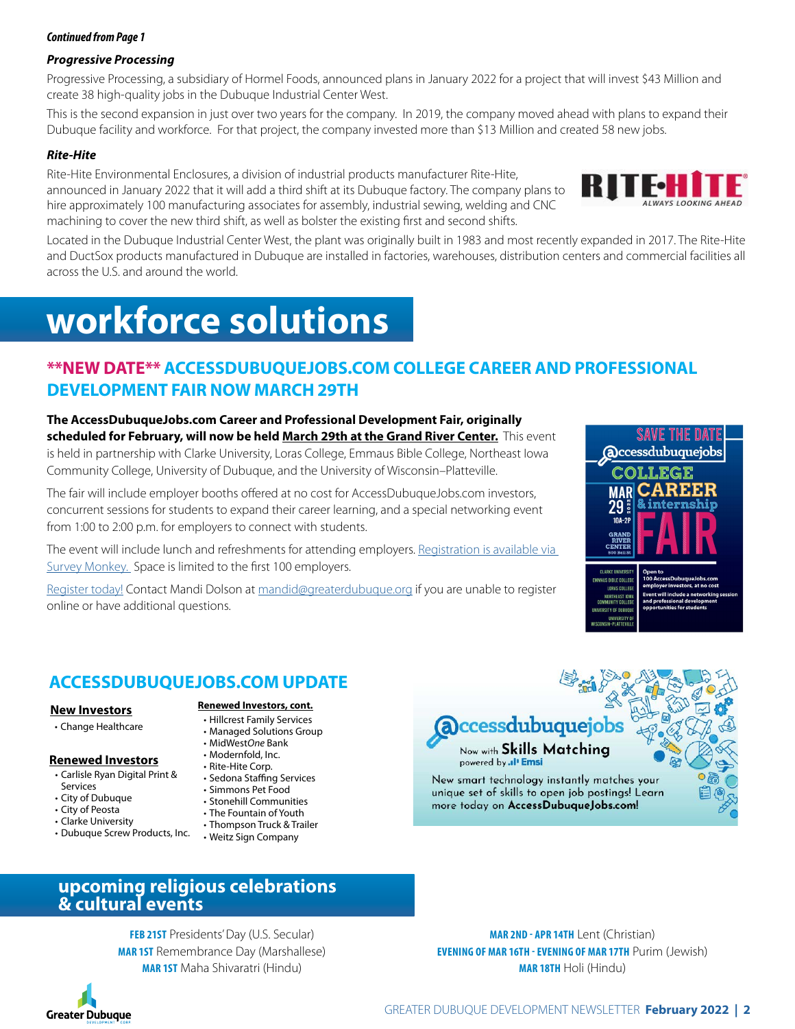*Continued from Page 1*

***Progressive Processing***

Progressive Processing, a subsidiary of Hormel Foods, announced plans in January 2022 for a project that will invest $43 Million and create 38 high-quality jobs in the Dubuque Industrial Center West.

This is the second expansion in just over two years for the company. In 2019, the company moved ahead with plans to expand their Dubuque facility and workforce. For that project, the company invested more than $13 Million and created 58 new jobs.

***Rite-Hite***

Rite-Hite Environmental Enclosures, a division of industrial products manufacturer Rite-Hite, announced in January 2022 that it will add a third shift at its Dubuque factory. The company plans to hire approximately 100 manufacturing associates for assembly, industrial sewing, welding and CNC machining to cover the new third shift, as well as bolster the existing first and second shifts.

Located in the Dubuque Industrial Center West, the plant was originally built in 1983 and most recently expanded in 2017. The Rite-Hite and DuctSox products manufactured in Dubuque are installed in factories, warehouses, distribution centers and commercial facilities all across the U.S. and around the world.

# workforce solutions

## **NEW DATE** ACCESSDUBUQUEJOBS.COM COLLEGE CAREER AND PROFESSIONAL DEVELOPMENT FAIR NOW MARCH 29TH

**The AccessDubuqueJobs.com Career and Professional Development Fair, originally scheduled for February, will now be held March 29th at the Grand River Center.** This event is held in partnership with Clarke University, Loras College, Emmaus Bible College, Northeast Iowa Community College, University of Dubuque, and the University of Wisconsin–Platteville.

The fair will include employer booths offered at no cost for AccessDubuqueJobs.com investors, concurrent sessions for students to expand their career learning, and a special networking event from 1:00 to 2:00 p.m. for employers to connect with students.

The event will include lunch and refreshments for attending employers. Registration is available via Survey Monkey. Space is limited to the first 100 employers.

Register today! Contact Mandi Dolson at mandid@greaterdubuque.org if you are unable to register online or have additional questions.

## ACCESSDUBUQUEJOBS.COM UPDATE

**New Investors**

- Change Healthcare

**Renewed Investors**

- Carlisle Ryan Digital Print & Services
- City of Dubuque
- City of Peosta
- Clarke University
- Dubuque Screw Products, Inc.

**Renewed Investors, cont.**

- Hillcrest Family Services
- Managed Solutions Group
- MidWest*One* Bank
- Modernfold, Inc.
- Rite-Hite Corp.
- Sedona Staffing Services
- Simmons Pet Food
- Stonehill Communities
- The Fountain of Youth
- Thompson Truck & Trailer
- Weitz Sign Company

accessdubuquejobs

Now with **Skills Matching** powered by Emsi

New smart technology instantly matches your unique set of skills to open job postings! Learn more today on **AccessDubuqueJobs.com!**

# upcoming religious celebrations & cultural events

**FEB 21ST** Presidents' Day (U.S. Secular)
**MAR 1ST** Remembrance Day (Marshallese)
**MAR 1ST** Maha Shivaratri (Hindu)
**MAR 2ND - APR 14TH** Lent (Christian)
**EVENING OF MAR 16TH - EVENING OF MAR 17TH** Purim (Jewish)
**MAR 18TH** Holi (Hindu)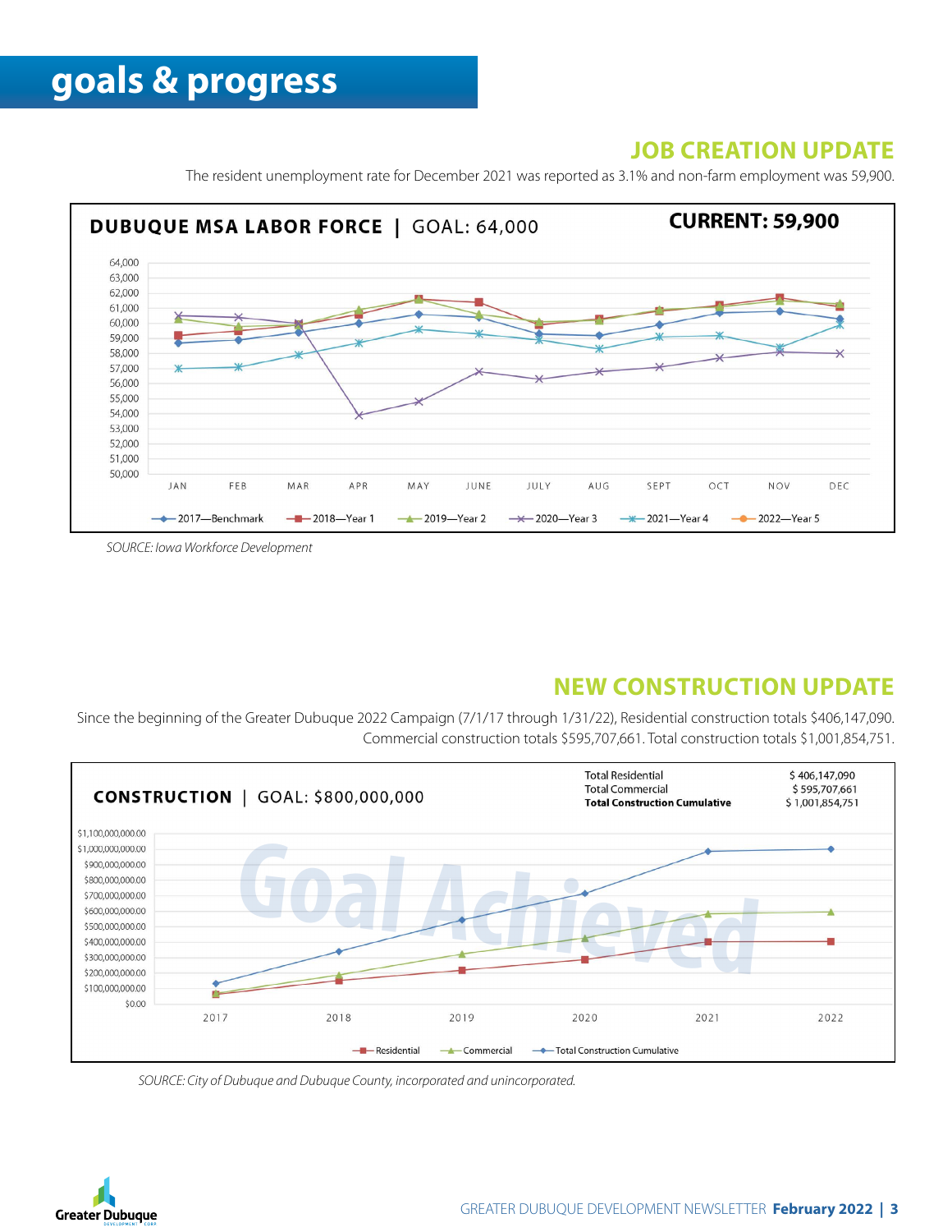# goals & progress

## JOB CREATION UPDATE

The resident unemployment rate for December 2021 was reported as 3.1% and non-farm employment was 59,900.

**DUBUQUE MSA LABOR FORCE | GOAL: 64,000**

**CURRENT: 59,900**

Legend: 2017—Benchmark, 2018—Year 1, 2019—Year 2, 2020—Year 3, 2021—Year 4, 2022—Year 5

*SOURCE: Iowa Workforce Development*

## NEW CONSTRUCTION UPDATE

Since the beginning of the Greater Dubuque 2022 Campaign (7/1/17 through 1/31/22), Residential construction totals $406,147,090. Commercial construction totals $595,707,661. Total construction totals $1,001,854,751.

**CONSTRUCTION | GOAL: $800,000,000**

| | |
|---|---|
| Total Residential | $ 406,147,090 |
| Total Commercial | $ 595,707,661 |
| **Total Construction Cumulative** | $ 1,001,854,751 |

Goal Achieved

Legend: Residential, Commercial, Total Construction Cumulative

*SOURCE: City of Dubuque and Dubuque County, incorporated and unincorporated.*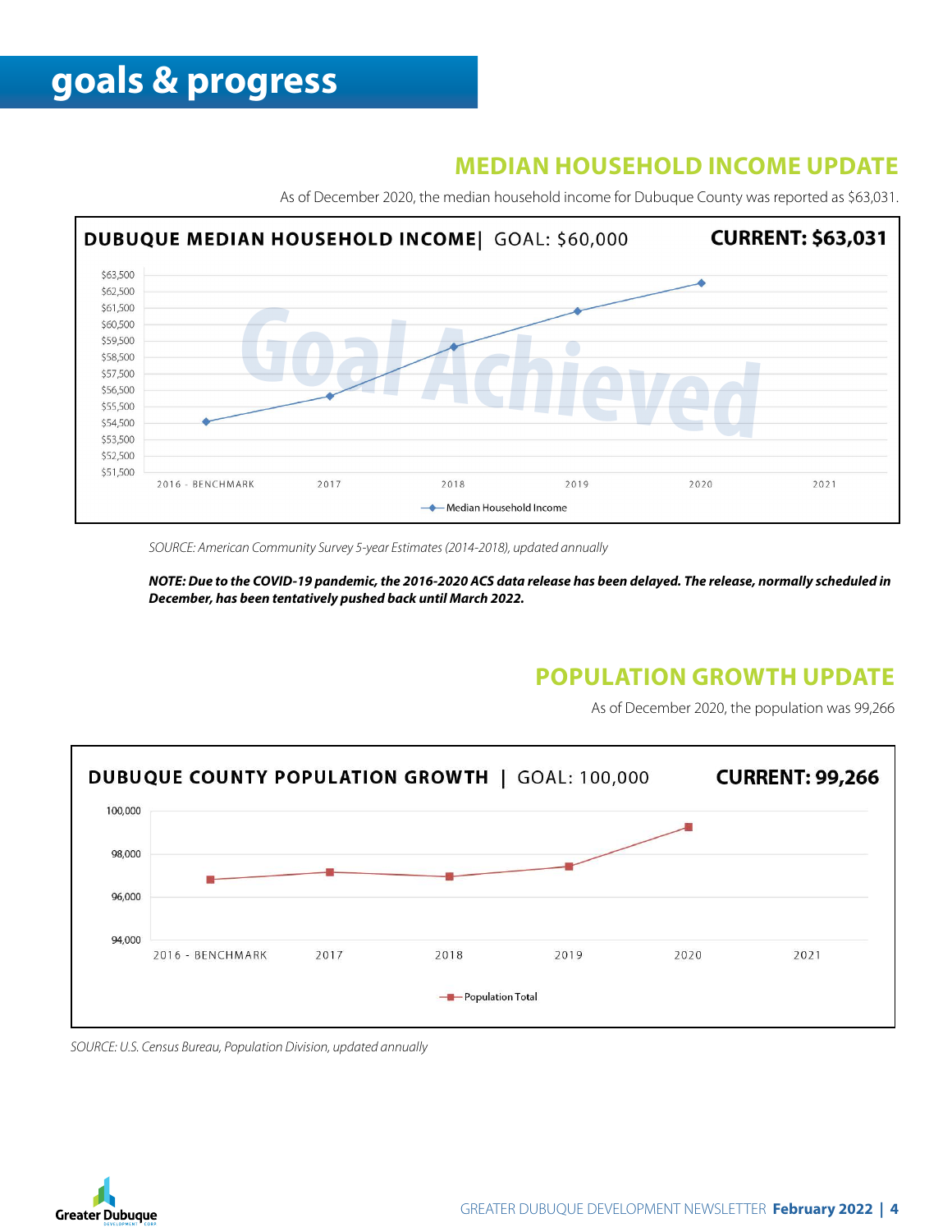# goals & progress

## MEDIAN HOUSEHOLD INCOME UPDATE

As of December 2020, the median household income for Dubuque County was reported as $63,031.

**DUBUQUE MEDIAN HOUSEHOLD INCOME** | GOAL: $60,000 **CURRENT: $63,031**

$63,500
$62,500
$61,500
$60,500
$59,500
$58,500
$57,500
$56,500
$55,500
$54,500
$53,500
$52,500
$51,500

2016 - BENCHMARK
2017
2018
2019
2020
2021

Goal Achieved

Median Household Income

*SOURCE: American Community Survey 5-year Estimates (2014-2018), updated annually*

***NOTE: Due to the COVID-19 pandemic, the 2016-2020 ACS data release has been delayed. The release, normally scheduled in December, has been tentatively pushed back until March 2022.***

## POPULATION GROWTH UPDATE

As of December 2020, the population was 99,266

**DUBUQUE COUNTY POPULATION GROWTH** | GOAL: 100,000 **CURRENT: 99,266**

100,000
98,000
96,000
94,000

2016 - BENCHMARK
2017
2018
2019
2020
2021

Population Total

*SOURCE: U.S. Census Bureau, Population Division, updated annually*